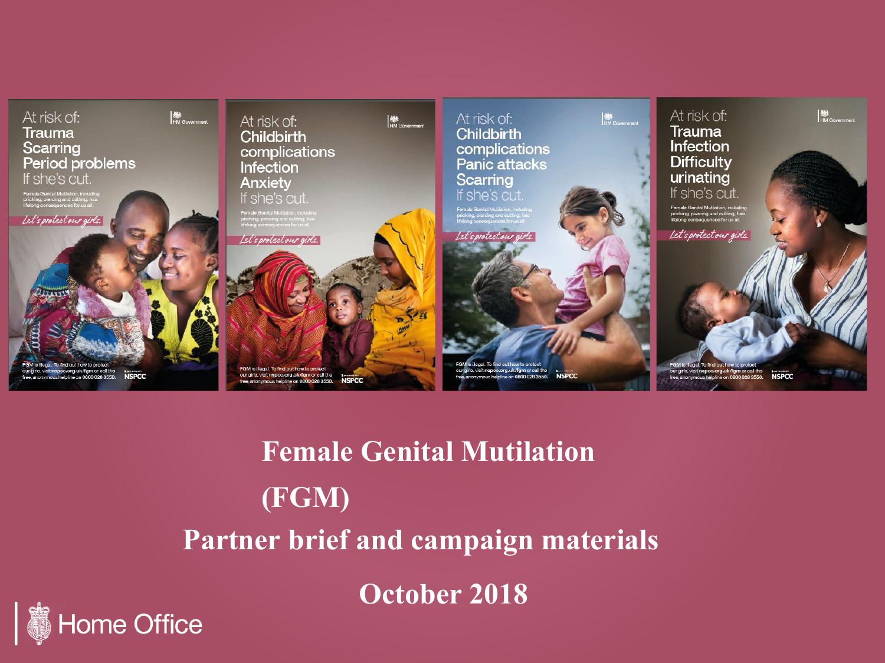At risk of:
Trauma
Scarring
Period problems
If she's cut.

Female Genital Mutilation, including pricking, piercing and cutting, has lifelong consequences for us all.

*Let's protect our girls.*

FGM is illegal. To find out how to protect our girls, visit nspcc.org.uk/fgm or call the free, anonymous helpline on 0800 028 3550.

At risk of:
Childbirth complications
Infection
Anxiety
If she's cut.

Female Genital Mutilation, including pricking, piercing and cutting, has lifelong consequences for us all.

*Let's protect our girls.*

FGM is illegal. To find out how to protect our girls, visit nspcc.org.uk/fgm or call the free, anonymous helpline on 0800 028 3550.

At risk of:
Childbirth complications
Panic attacks
Scarring
If she's cut.

Female Genital Mutilation, including pricking, piercing and cutting, has lifelong consequences for us all.

*Let's protect our girls.*

FGM is illegal. To find out how to protect our girls, visit nspcc.org.uk/fgm or call the free, anonymous helpline on 0800 028 3550.

At risk of:
Trauma
Infection
Difficulty urinating
If she's cut.

Female Genital Mutilation, including pricking, piercing and cutting, has lifelong consequences for us all.

*Let's protect our girls.*

FGM is illegal. To find out how to protect our girls, visit nspcc.org.uk/fgm or call the free, anonymous helpline on 0800 028 3550.

# Female Genital Mutilation (FGM)

## Partner brief and campaign materials

## October 2018

Home Office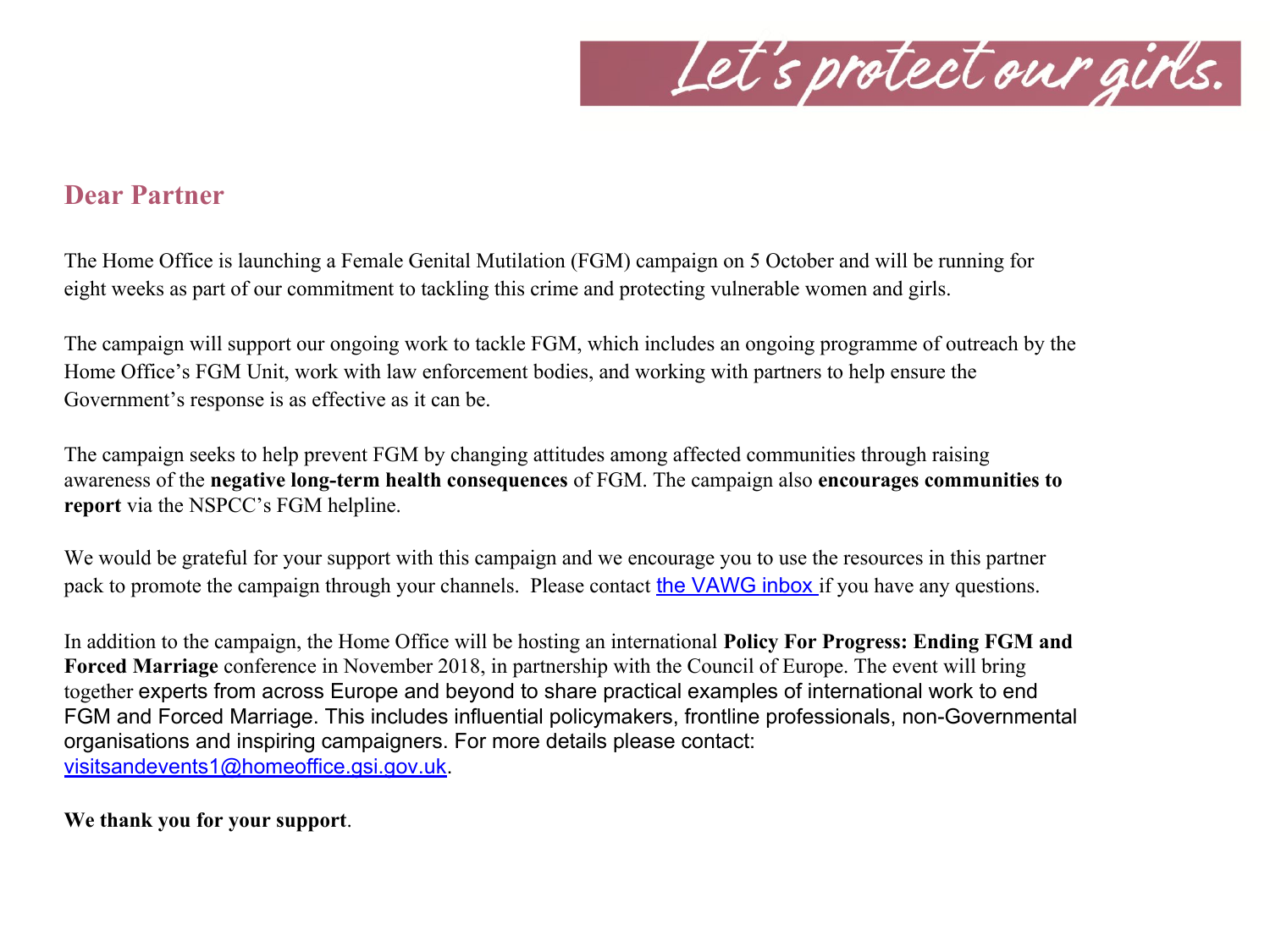Let's protect our girls.

## Dear Partner

The Home Office is launching a Female Genital Mutilation (FGM) campaign on 5 October and will be running for eight weeks as part of our commitment to tackling this crime and protecting vulnerable women and girls.

The campaign will support our ongoing work to tackle FGM, which includes an ongoing programme of outreach by the Home Office's FGM Unit, work with law enforcement bodies, and working with partners to help ensure the Government's response is as effective as it can be.

The campaign seeks to help prevent FGM by changing attitudes among affected communities through raising awareness of the **negative long-term health consequences** of FGM. The campaign also **encourages communities to report** via the NSPCC's FGM helpline.

We would be grateful for your support with this campaign and we encourage you to use the resources in this partner pack to promote the campaign through your channels. Please contact the VAWG inbox if you have any questions.

In addition to the campaign, the Home Office will be hosting an international **Policy For Progress: Ending FGM and Forced Marriage** conference in November 2018, in partnership with the Council of Europe. The event will bring together experts from across Europe and beyond to share practical examples of international work to end FGM and Forced Marriage. This includes influential policymakers, frontline professionals, non-Governmental organisations and inspiring campaigners. For more details please contact: visitsandevents1@homeoffice.gsi.gov.uk.

**We thank you for your support**.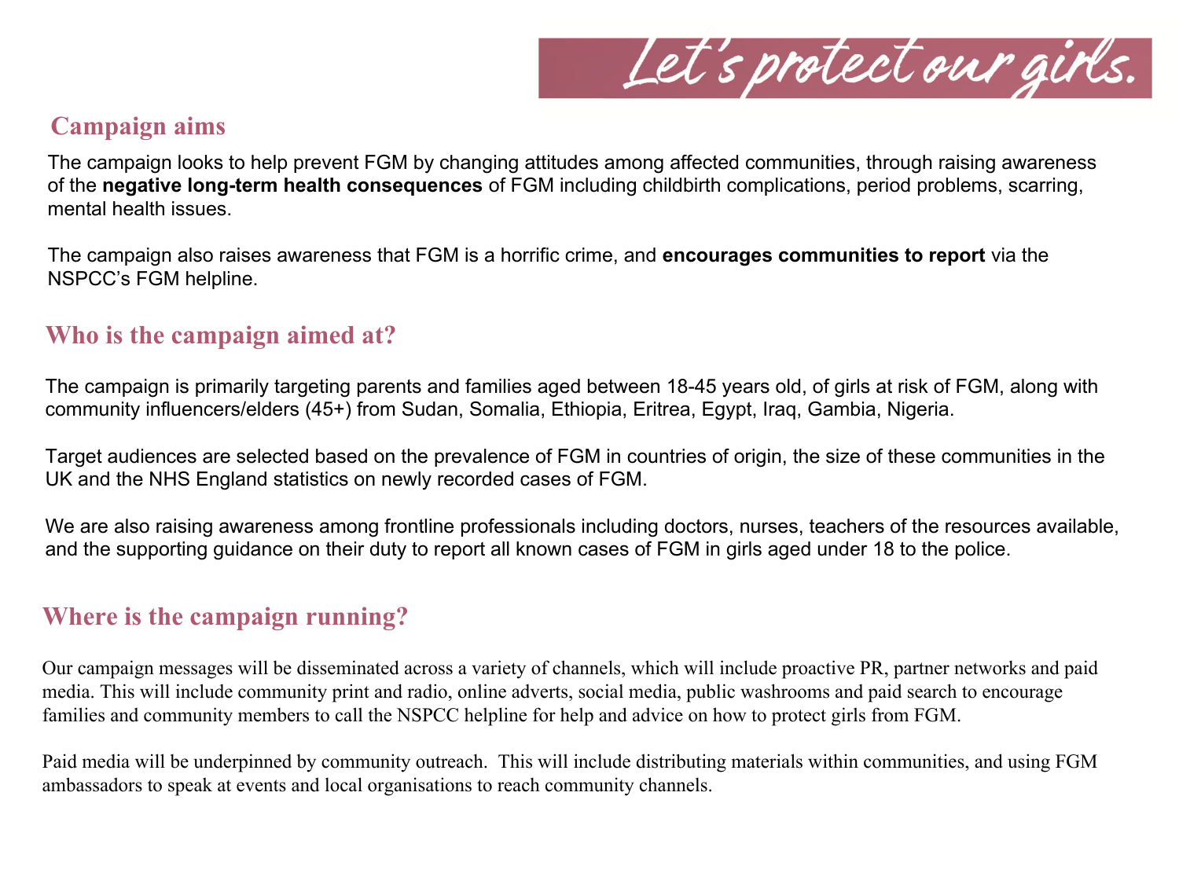Let's protect our girls.

## Campaign aims

The campaign looks to help prevent FGM by changing attitudes among affected communities, through raising awareness of the **negative long-term health consequences** of FGM including childbirth complications, period problems, scarring, mental health issues.

The campaign also raises awareness that FGM is a horrific crime, and **encourages communities to report** via the NSPCC's FGM helpline.

## Who is the campaign aimed at?

The campaign is primarily targeting parents and families aged between 18-45 years old, of girls at risk of FGM, along with community influencers/elders (45+) from Sudan, Somalia, Ethiopia, Eritrea, Egypt, Iraq, Gambia, Nigeria.

Target audiences are selected based on the prevalence of FGM in countries of origin, the size of these communities in the UK and the NHS England statistics on newly recorded cases of FGM.

We are also raising awareness among frontline professionals including doctors, nurses, teachers of the resources available, and the supporting guidance on their duty to report all known cases of FGM in girls aged under 18 to the police.

## Where is the campaign running?

Our campaign messages will be disseminated across a variety of channels, which will include proactive PR, partner networks and paid media. This will include community print and radio, online adverts, social media, public washrooms and paid search to encourage families and community members to call the NSPCC helpline for help and advice on how to protect girls from FGM.

Paid media will be underpinned by community outreach. This will include distributing materials within communities, and using FGM ambassadors to speak at events and local organisations to reach community channels.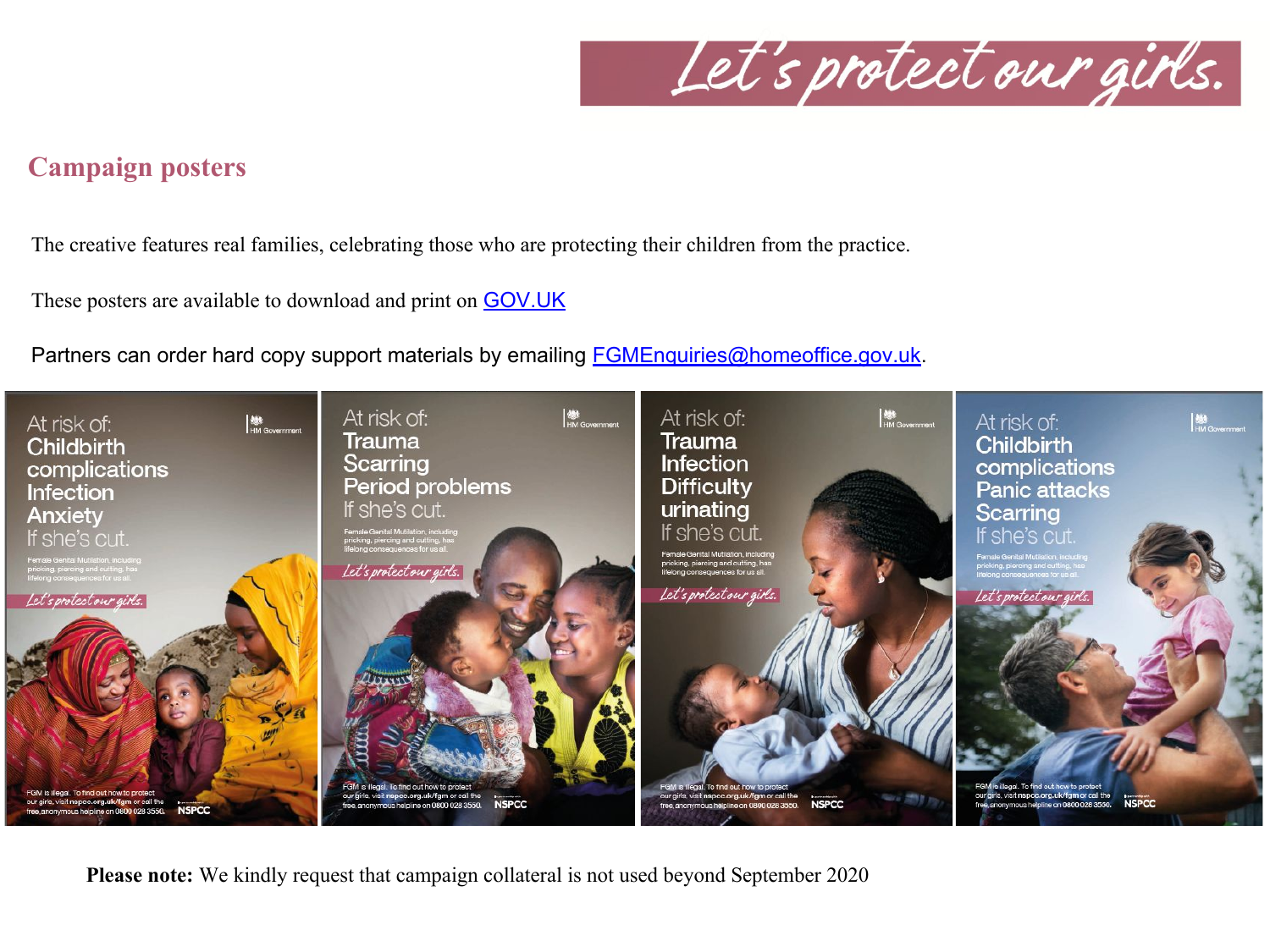## Campaign posters

The creative features real families, celebrating those who are protecting their children from the practice.

These posters are available to download and print on GOV.UK

Partners can order hard copy support materials by emailing FGMEnquiries@homeoffice.gov.uk.

**Please note:** We kindly request that campaign collateral is not used beyond September 2020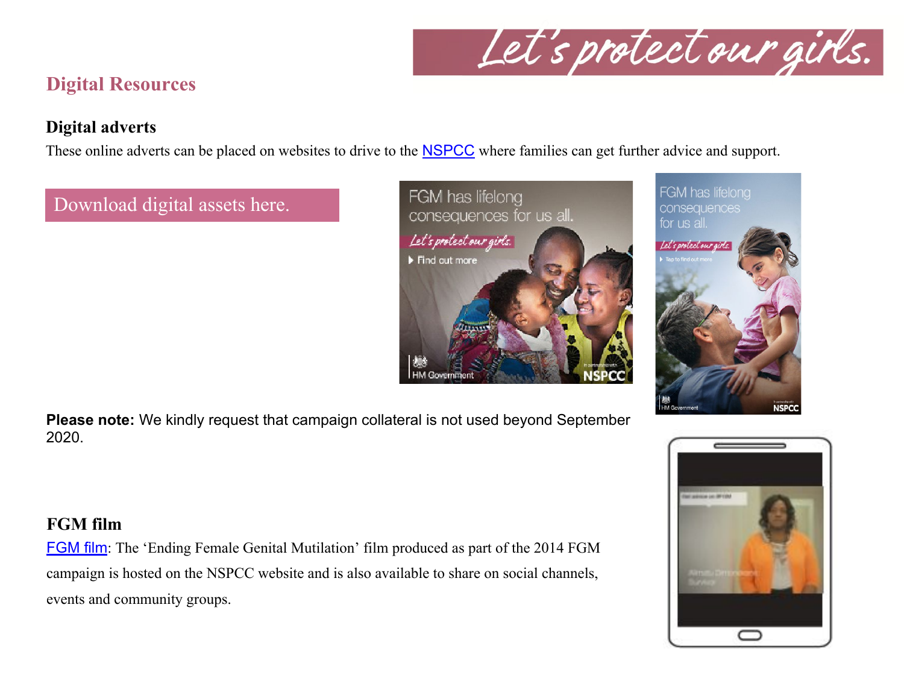## Digital Resources

### Digital adverts

These online adverts can be placed on websites to drive to the NSPCC where families can get further advice and support.

Download digital assets here.

**Please note:** We kindly request that campaign collateral is not used beyond September 2020.

### FGM film

FGM film: The 'Ending Female Genital Mutilation' film produced as part of the 2014 FGM campaign is hosted on the NSPCC website and is also available to share on social channels, events and community groups.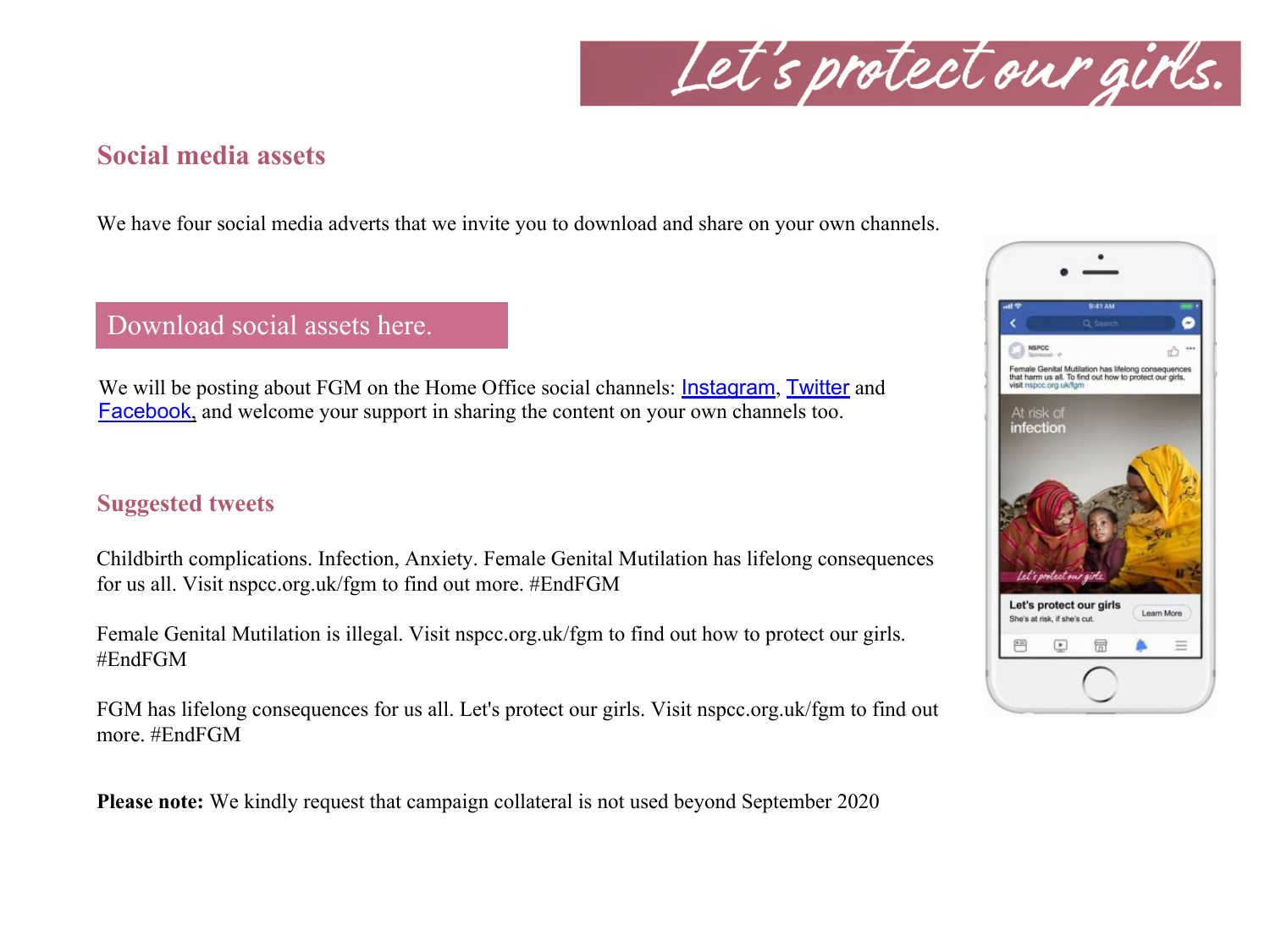Let's protect our girls.

## Social media assets

We have four social media adverts that we invite you to download and share on your own channels.

Download social assets here.

We will be posting about FGM on the Home Office social channels: Instagram, Twitter and Facebook, and welcome your support in sharing the content on your own channels too.

## Suggested tweets

Childbirth complications. Infection, Anxiety. Female Genital Mutilation has lifelong consequences for us all. Visit nspcc.org.uk/fgm to find out more. #EndFGM

Female Genital Mutilation is illegal. Visit nspcc.org.uk/fgm to find out how to protect our girls. #EndFGM

FGM has lifelong consequences for us all. Let's protect our girls. Visit nspcc.org.uk/fgm to find out more. #EndFGM

**Please note:** We kindly request that campaign collateral is not used beyond September 2020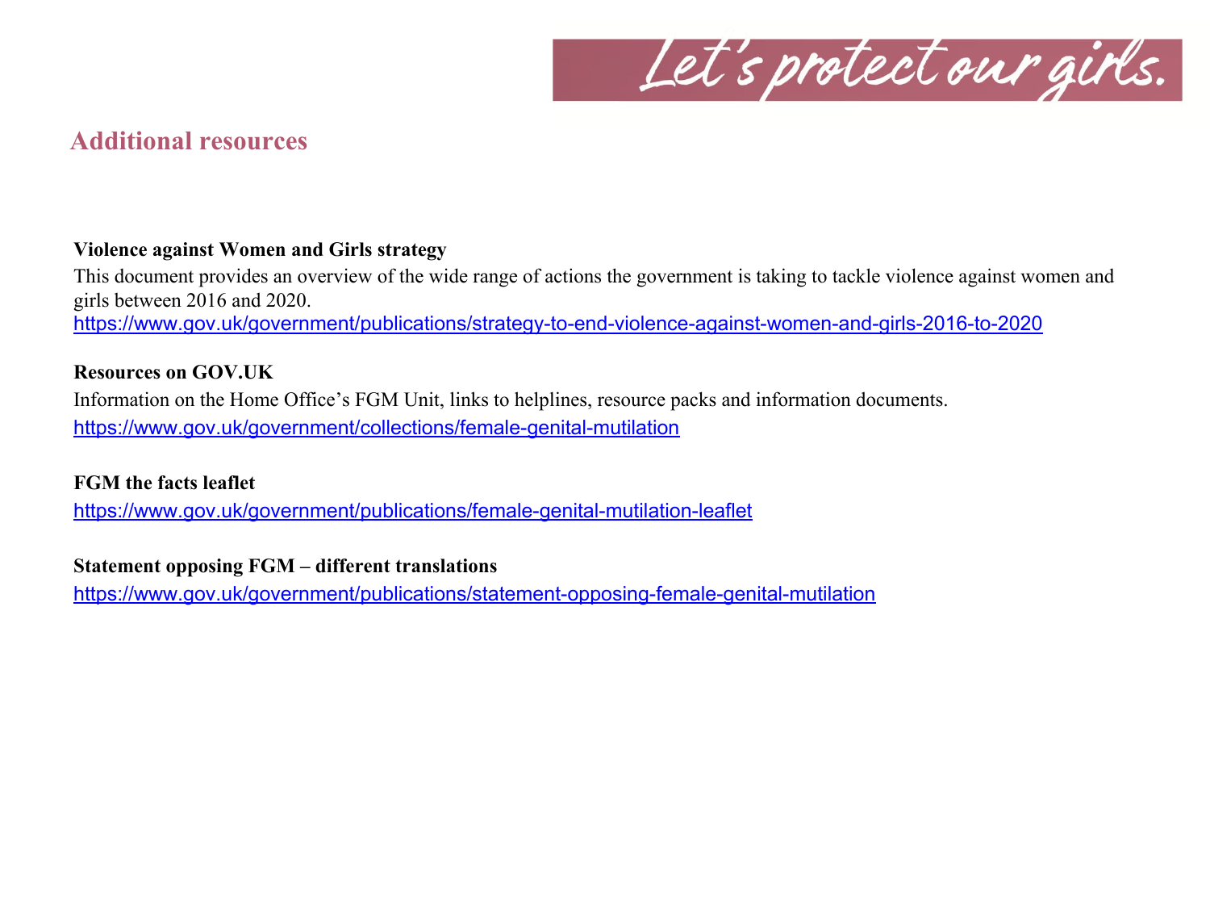## Additional resources

**Violence against Women and Girls strategy**

This document provides an overview of the wide range of actions the government is taking to tackle violence against women and girls between 2016 and 2020.
https://www.gov.uk/government/publications/strategy-to-end-violence-against-women-and-girls-2016-to-2020

**Resources on GOV.UK**

Information on the Home Office's FGM Unit, links to helplines, resource packs and information documents.
https://www.gov.uk/government/collections/female-genital-mutilation

**FGM the facts leaflet**

https://www.gov.uk/government/publications/female-genital-mutilation-leaflet

**Statement opposing FGM – different translations**

https://www.gov.uk/government/publications/statement-opposing-female-genital-mutilation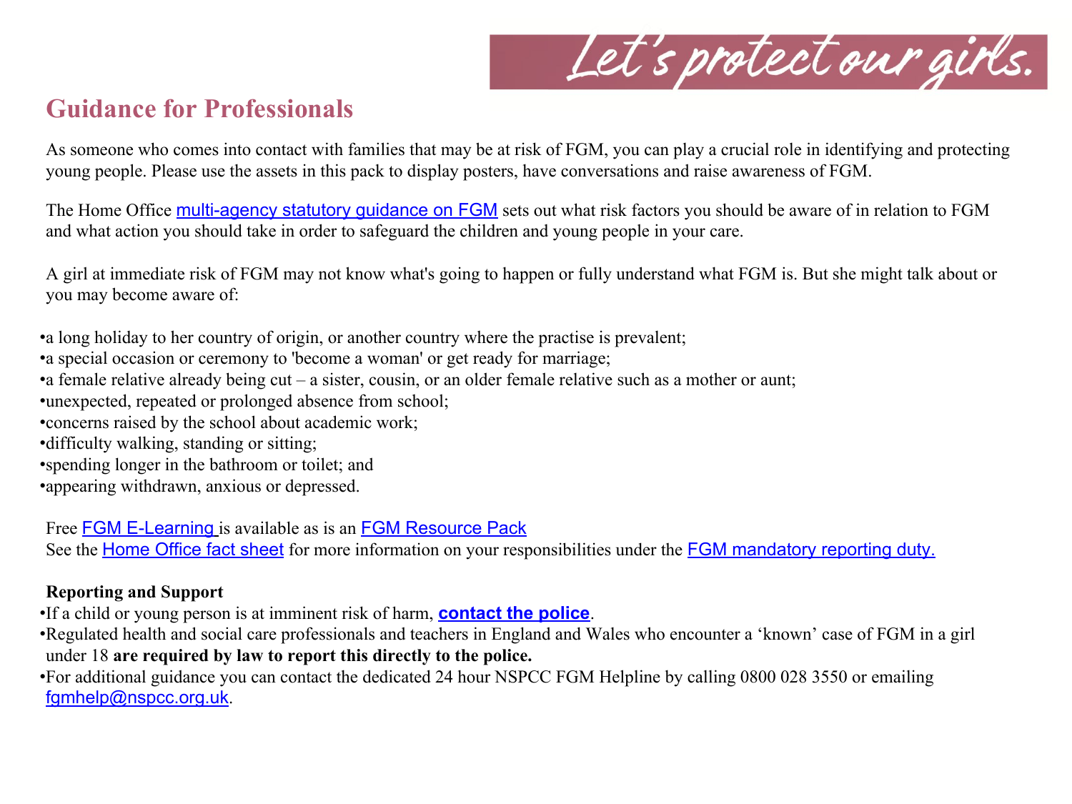Let's protect our girls.

## Guidance for Professionals

As someone who comes into contact with families that may be at risk of FGM, you can play a crucial role in identifying and protecting young people. Please use the assets in this pack to display posters, have conversations and raise awareness of FGM.

The Home Office multi-agency statutory guidance on FGM sets out what risk factors you should be aware of in relation to FGM and what action you should take in order to safeguard the children and young people in your care.

A girl at immediate risk of FGM may not know what's going to happen or fully understand what FGM is. But she might talk about or you may become aware of:

- a long holiday to her country of origin, or another country where the practise is prevalent;
- a special occasion or ceremony to 'become a woman' or get ready for marriage;
- a female relative already being cut – a sister, cousin, or an older female relative such as a mother or aunt;
- unexpected, repeated or prolonged absence from school;
- concerns raised by the school about academic work;
- difficulty walking, standing or sitting;
- spending longer in the bathroom or toilet; and
- appearing withdrawn, anxious or depressed.

Free FGM E-Learning is available as is an FGM Resource Pack
See the Home Office fact sheet for more information on your responsibilities under the FGM mandatory reporting duty.

**Reporting and Support**

- If a child or young person is at imminent risk of harm, **contact the police**.
- Regulated health and social care professionals and teachers in England and Wales who encounter a 'known' case of FGM in a girl under 18 **are required by law to report this directly to the police.**
- For additional guidance you can contact the dedicated 24 hour NSPCC FGM Helpline by calling 0800 028 3550 or emailing fgmhelp@nspcc.org.uk.